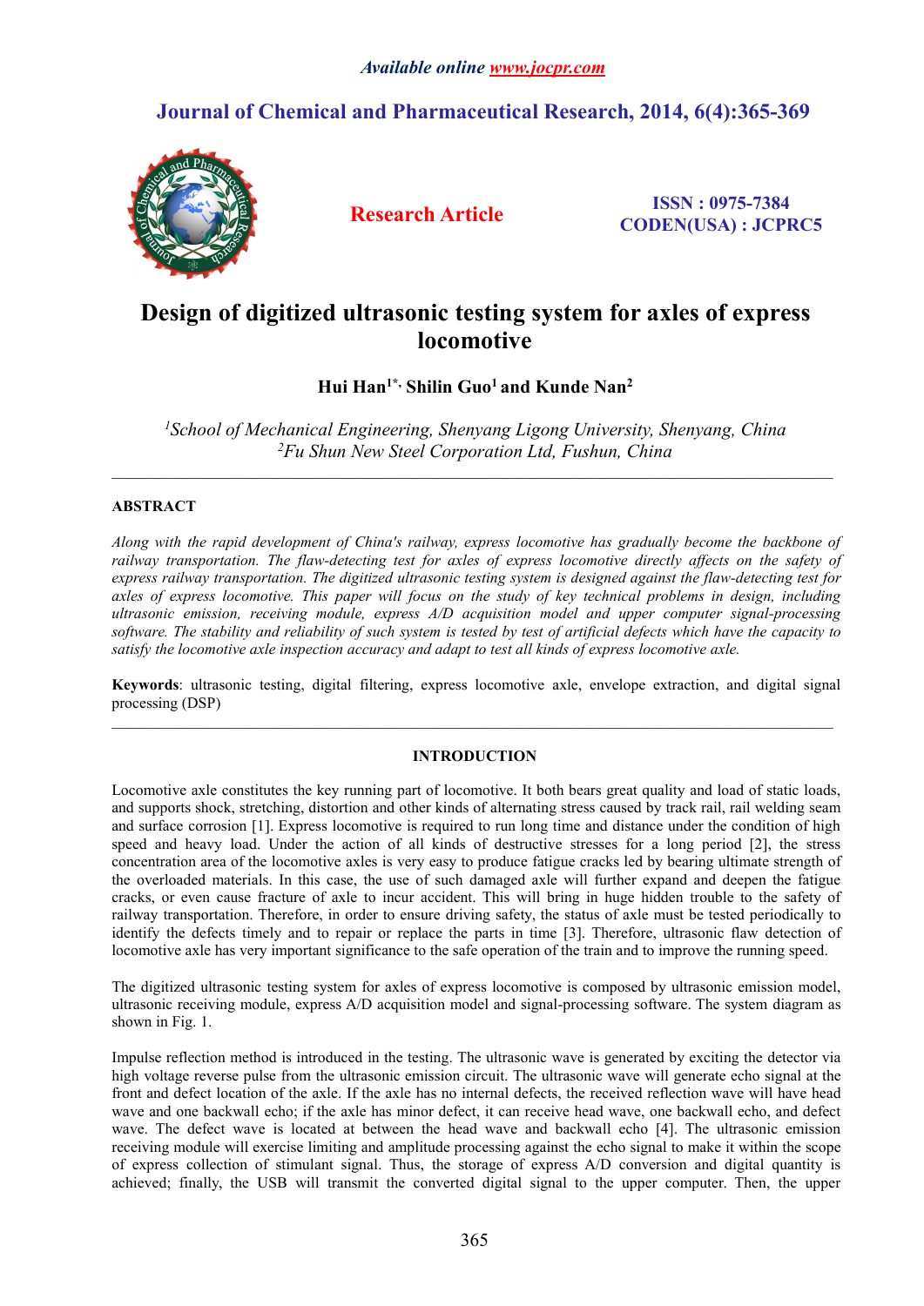Available online www.jocpr.com

# Journal of Chemical and Pharmaceutical Research, 2014, 6(4):365-369

**Research Article**

**ISSN : 0975-7384**
**CODEN(USA) : JCPRC5**

# Design of digitized ultrasonic testing system for axles of express locomotive

**Hui Han[1*], Shilin Guo[1] and Kunde Nan[2]**

*[1]School of Mechanical Engineering, Shenyang Ligong University, Shenyang, China*
*[2]Fu Shun New Steel Corporation Ltd, Fushun, China*

---

## ABSTRACT

*Along with the rapid development of China's railway, express locomotive has gradually become the backbone of railway transportation. The flaw-detecting test for axles of express locomotive directly affects on the safety of express railway transportation. The digitized ultrasonic testing system is designed against the flaw-detecting test for axles of express locomotive. This paper will focus on the study of key technical problems in design, including ultrasonic emission, receiving module, express A/D acquisition model and upper computer signal-processing software. The stability and reliability of such system is tested by test of artificial defects which have the capacity to satisfy the locomotive axle inspection accuracy and adapt to test all kinds of express locomotive axle.*

**Keywords**: ultrasonic testing, digital filtering, express locomotive axle, envelope extraction, and digital signal processing (DSP)

---

## INTRODUCTION

Locomotive axle constitutes the key running part of locomotive. It both bears great quality and load of static loads, and supports shock, stretching, distortion and other kinds of alternating stress caused by track rail, rail welding seam and surface corrosion [1]. Express locomotive is required to run long time and distance under the condition of high speed and heavy load. Under the action of all kinds of destructive stresses for a long period [2], the stress concentration area of the locomotive axles is very easy to produce fatigue cracks led by bearing ultimate strength of the overloaded materials. In this case, the use of such damaged axle will further expand and deepen the fatigue cracks, or even cause fracture of axle to incur accident. This will bring in huge hidden trouble to the safety of railway transportation. Therefore, in order to ensure driving safety, the status of axle must be tested periodically to identify the defects timely and to repair or replace the parts in time [3]. Therefore, ultrasonic flaw detection of locomotive axle has very important significance to the safe operation of the train and to improve the running speed.

The digitized ultrasonic testing system for axles of express locomotive is composed by ultrasonic emission model, ultrasonic receiving module, express A/D acquisition model and signal-processing software. The system diagram as shown in Fig. 1.

Impulse reflection method is introduced in the testing. The ultrasonic wave is generated by exciting the detector via high voltage reverse pulse from the ultrasonic emission circuit. The ultrasonic wave will generate echo signal at the front and defect location of the axle. If the axle has no internal defects, the received reflection wave will have head wave and one backwall echo; if the axle has minor defect, it can receive head wave, one backwall echo, and defect wave. The defect wave is located at between the head wave and backwall echo [4]. The ultrasonic emission receiving module will exercise limiting and amplitude processing against the echo signal to make it within the scope of express collection of stimulant signal. Thus, the storage of express A/D conversion and digital quantity is achieved; finally, the USB will transmit the converted digital signal to the upper computer. Then, the upper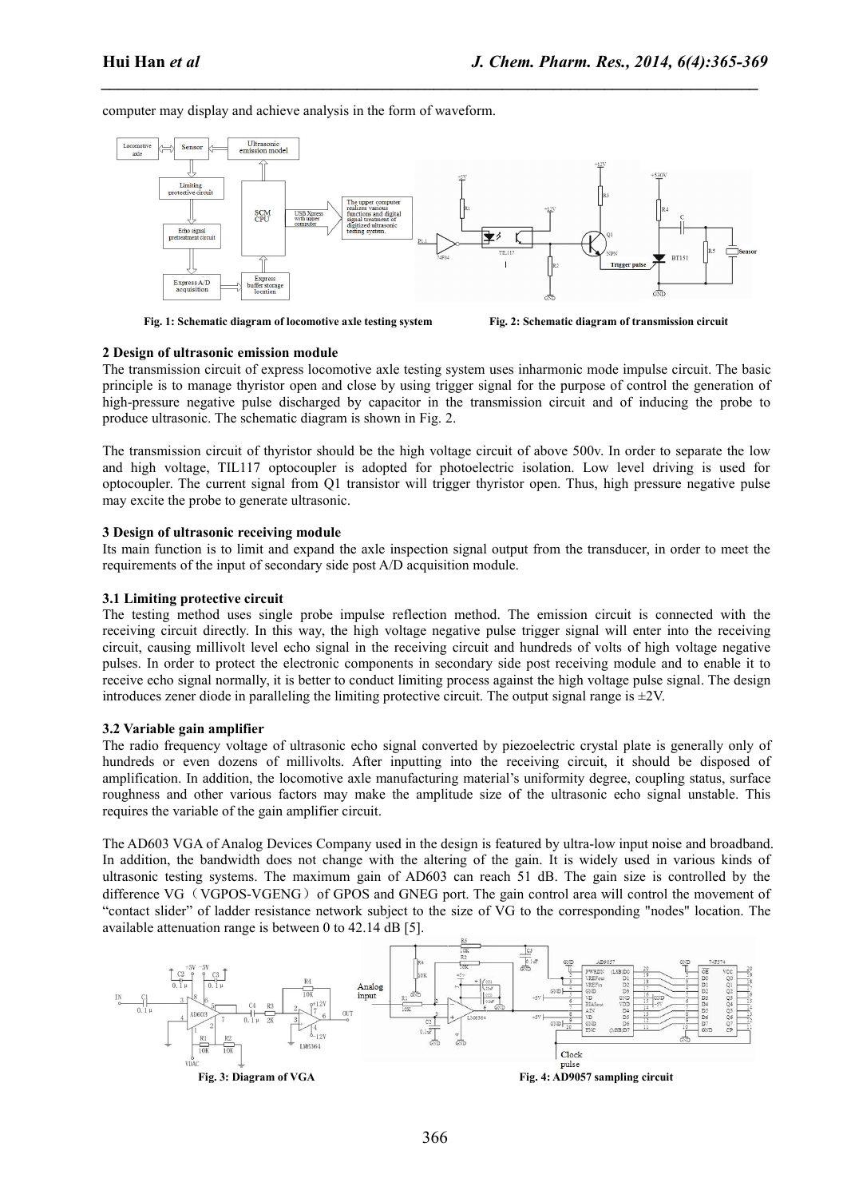computer may display and achieve analysis in the form of waveform.

Fig. 1: Schematic diagram of locomotive axle testing system

Fig. 2: Schematic diagram of transmission circuit

**2 Design of ultrasonic emission module**

The transmission circuit of express locomotive axle testing system uses inharmonic mode impulse circuit. The basic principle is to manage thyristor open and close by using trigger signal for the purpose of control the generation of high-pressure negative pulse discharged by capacitor in the transmission circuit and of inducing the probe to produce ultrasonic. The schematic diagram is shown in Fig. 2.

The transmission circuit of thyristor should be the high voltage circuit of above 500v. In order to separate the low and high voltage, TIL117 optocoupler is adopted for photoelectric isolation. Low level driving is used for optocoupler. The current signal from Q1 transistor will trigger thyristor open. Thus, high pressure negative pulse may excite the probe to generate ultrasonic.

**3 Design of ultrasonic receiving module**

Its main function is to limit and expand the axle inspection signal output from the transducer, in order to meet the requirements of the input of secondary side post A/D acquisition module.

**3.1 Limiting protective circuit**

The testing method uses single probe impulse reflection method. The emission circuit is connected with the receiving circuit directly. In this way, the high voltage negative pulse trigger signal will enter into the receiving circuit, causing millivolt level echo signal in the receiving circuit and hundreds of volts of high voltage negative pulses. In order to protect the electronic components in secondary side post receiving module and to enable it to receive echo signal normally, it is better to conduct limiting process against the high voltage pulse signal. The design introduces zener diode in paralleling the limiting protective circuit. The output signal range is ±2V.

**3.2 Variable gain amplifier**

The radio frequency voltage of ultrasonic echo signal converted by piezoelectric crystal plate is generally only of hundreds or even dozens of millivolts. After inputting into the receiving circuit, it should be disposed of amplification. In addition, the locomotive axle manufacturing material's uniformity degree, coupling status, surface roughness and other various factors may make the amplitude size of the ultrasonic echo signal unstable. This requires the variable of the gain amplifier circuit.

The AD603 VGA of Analog Devices Company used in the design is featured by ultra-low input noise and broadband. In addition, the bandwidth does not change with the altering of the gain. It is widely used in various kinds of ultrasonic testing systems. The maximum gain of AD603 can reach 51 dB. The gain size is controlled by the difference VG（VGPOS-VGENG）of GPOS and GNEG port. The gain control area will control the movement of "contact slider" of ladder resistance network subject to the size of VG to the corresponding "nodes" location. The available attenuation range is between 0 to 42.14 dB [5].

Fig. 3: Diagram of VGA

Fig. 4: AD9057 sampling circuit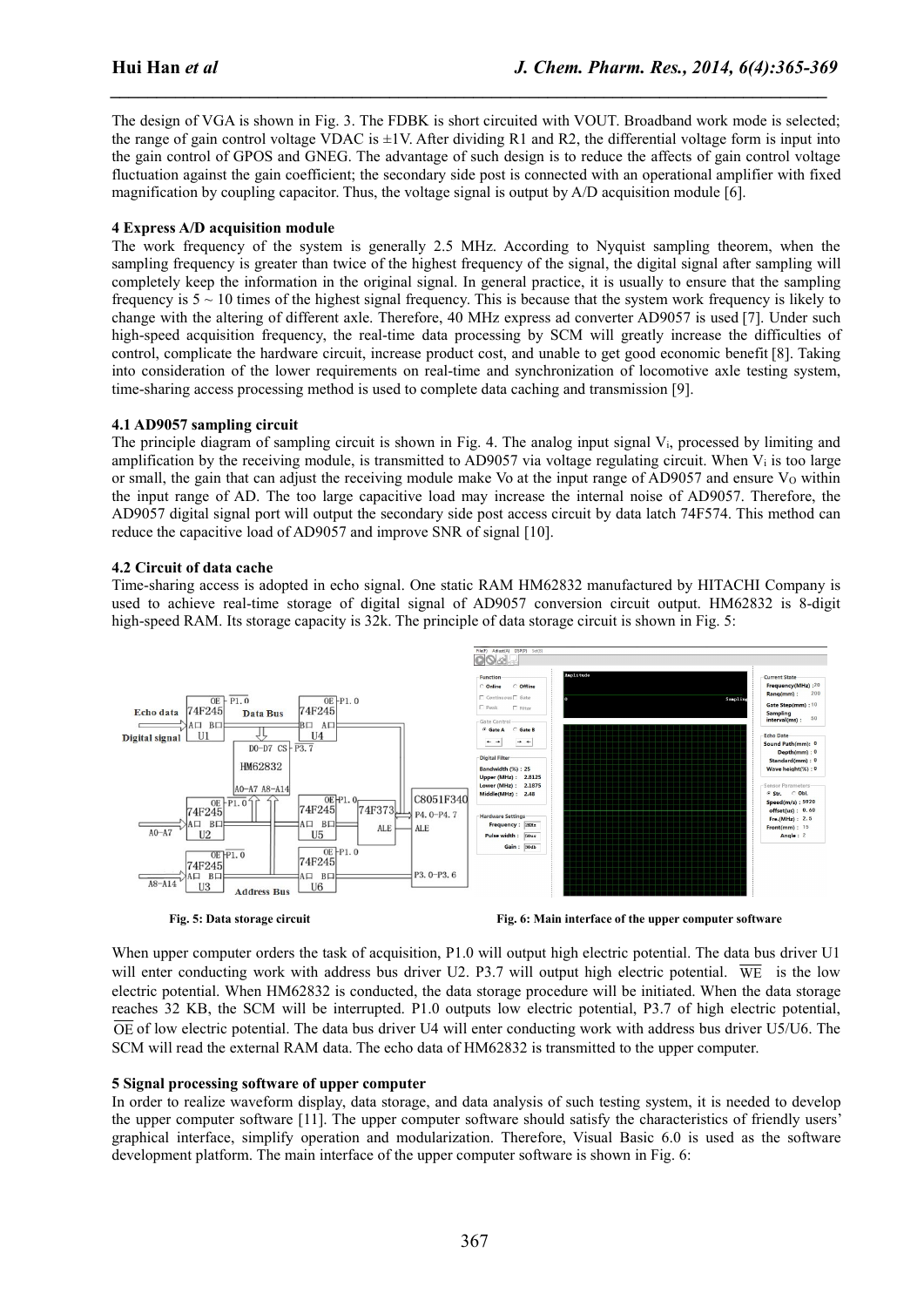The design of VGA is shown in Fig. 3. The FDBK is short circuited with VOUT. Broadband work mode is selected; the range of gain control voltage VDAC is ±1V. After dividing R1 and R2, the differential voltage form is input into the gain control of GPOS and GNEG. The advantage of such design is to reduce the affects of gain control voltage fluctuation against the gain coefficient; the secondary side post is connected with an operational amplifier with fixed magnification by coupling capacitor. Thus, the voltage signal is output by A/D acquisition module [6].

## 4 Express A/D acquisition module

The work frequency of the system is generally 2.5 MHz. According to Nyquist sampling theorem, when the sampling frequency is greater than twice of the highest frequency of the signal, the digital signal after sampling will completely keep the information in the original signal. In general practice, it is usually to ensure that the sampling frequency is 5 ~ 10 times of the highest signal frequency. This is because that the system work frequency is likely to change with the altering of different axle. Therefore, 40 MHz express ad converter AD9057 is used [7]. Under such high-speed acquisition frequency, the real-time data processing by SCM will greatly increase the difficulties of control, complicate the hardware circuit, increase product cost, and unable to get good economic benefit [8]. Taking into consideration of the lower requirements on real-time and synchronization of locomotive axle testing system, time-sharing access processing method is used to complete data caching and transmission [9].

### 4.1 AD9057 sampling circuit

The principle diagram of sampling circuit is shown in Fig. 4. The analog input signal $V_i$, processed by limiting and amplification by the receiving module, is transmitted to AD9057 via voltage regulating circuit. When $V_i$ is too large or small, the gain that can adjust the receiving module make Vo at the input range of AD9057 and ensure $V_O$ within the input range of AD. The too large capacitive load may increase the internal noise of AD9057. Therefore, the AD9057 digital signal port will output the secondary side post access circuit by data latch 74F574. This method can reduce the capacitive load of AD9057 and improve SNR of signal [10].

### 4.2 Circuit of data cache

Time-sharing access is adopted in echo signal. One static RAM HM62832 manufactured by HITACHI Company is used to achieve real-time storage of digital signal of AD9057 conversion circuit output. HM62832 is 8-digit high-speed RAM. Its storage capacity is 32k. The principle of data storage circuit is shown in Fig. 5:

Fig. 5: Data storage circuit

Fig. 6: Main interface of the upper computer software

When upper computer orders the task of acquisition, P1.0 will output high electric potential. The data bus driver U1 will enter conducting work with address bus driver U2. P3.7 will output high electric potential. $\overline{WE}$ is the low electric potential. When HM62832 is conducted, the data storage procedure will be initiated. When the data storage reaches 32 KB, the SCM will be interrupted. P1.0 outputs low electric potential, P3.7 of high electric potential, $\overline{OE}$ of low electric potential. The data bus driver U4 will enter conducting work with address bus driver U5/U6. The SCM will read the external RAM data. The echo data of HM62832 is transmitted to the upper computer.

## 5 Signal processing software of upper computer

In order to realize waveform display, data storage, and data analysis of such testing system, it is needed to develop the upper computer software [11]. The upper computer software should satisfy the characteristics of friendly users' graphical interface, simplify operation and modularization. Therefore, Visual Basic 6.0 is used as the software development platform. The main interface of the upper computer software is shown in Fig. 6: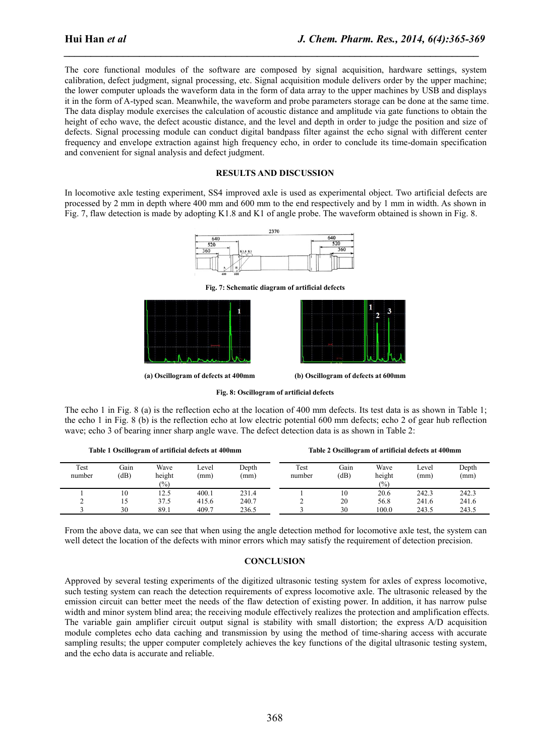The core functional modules of the software are composed by signal acquisition, hardware settings, system calibration, defect judgment, signal processing, etc. Signal acquisition module delivers order by the upper machine; the lower computer uploads the waveform data in the form of data array to the upper machines by USB and displays it in the form of A-typed scan. Meanwhile, the waveform and probe parameters storage can be done at the same time. The data display module exercises the calculation of acoustic distance and amplitude via gate functions to obtain the height of echo wave, the defect acoustic distance, and the level and depth in order to judge the position and size of defects. Signal processing module can conduct digital bandpass filter against the echo signal with different center frequency and envelope extraction against high frequency echo, in order to conclude its time-domain specification and convenient for signal analysis and defect judgment.

## RESULTS AND DISCUSSION

In locomotive axle testing experiment, SS4 improved axle is used as experimental object. Two artificial defects are processed by 2 mm in depth where 400 mm and 600 mm to the end respectively and by 1 mm in width. As shown in Fig. 7, flaw detection is made by adopting K1.8 and K1 of angle probe. The waveform obtained is shown in Fig. 8.

**Fig. 7: Schematic diagram of artificial defects**

**(a) Oscillogram of defects at 400mm** **(b) Oscillogram of defects at 600mm**

**Fig. 8: Oscillogram of artificial defects**

The echo 1 in Fig. 8 (a) is the reflection echo at the location of 400 mm defects. Its test data is as shown in Table 1; the echo 1 in Fig. 8 (b) is the reflection echo at low electric potential 600 mm defects; echo 2 of gear hub reflection wave; echo 3 of bearing inner sharp angle wave. The defect detection data is as shown in Table 2:

**Table 1 Oscillogram of artificial defects at 400mm**

| Test number | Gain (dB) | Wave height (%) | Level (mm) | Depth (mm) |
|---|---|---|---|---|
| 1 | 10 | 12.5 | 400.1 | 231.4 |
| 2 | 15 | 37.5 | 415.6 | 240.7 |
| 3 | 30 | 89.1 | 409.7 | 236.5 |

**Table 2 Oscillogram of artificial defects at 400mm**

| Test number | Gain (dB) | Wave height (%) | Level (mm) | Depth (mm) |
|---|---|---|---|---|
| 1 | 10 | 20.6 | 242.3 | 242.3 |
| 2 | 20 | 56.8 | 241.6 | 241.6 |
| 3 | 30 | 100.0 | 243.5 | 243.5 |

From the above data, we can see that when using the angle detection method for locomotive axle test, the system can well detect the location of the defects with minor errors which may satisfy the requirement of detection precision.

## CONCLUSION

Approved by several testing experiments of the digitized ultrasonic testing system for axles of express locomotive, such testing system can reach the detection requirements of express locomotive axle. The ultrasonic released by the emission circuit can better meet the needs of the flaw detection of existing power. In addition, it has narrow pulse width and minor system blind area; the receiving module effectively realizes the protection and amplification effects. The variable gain amplifier circuit output signal is stability with small distortion; the express A/D acquisition module completes echo data caching and transmission by using the method of time-sharing access with accurate sampling results; the upper computer completely achieves the key functions of the digital ultrasonic testing system, and the echo data is accurate and reliable.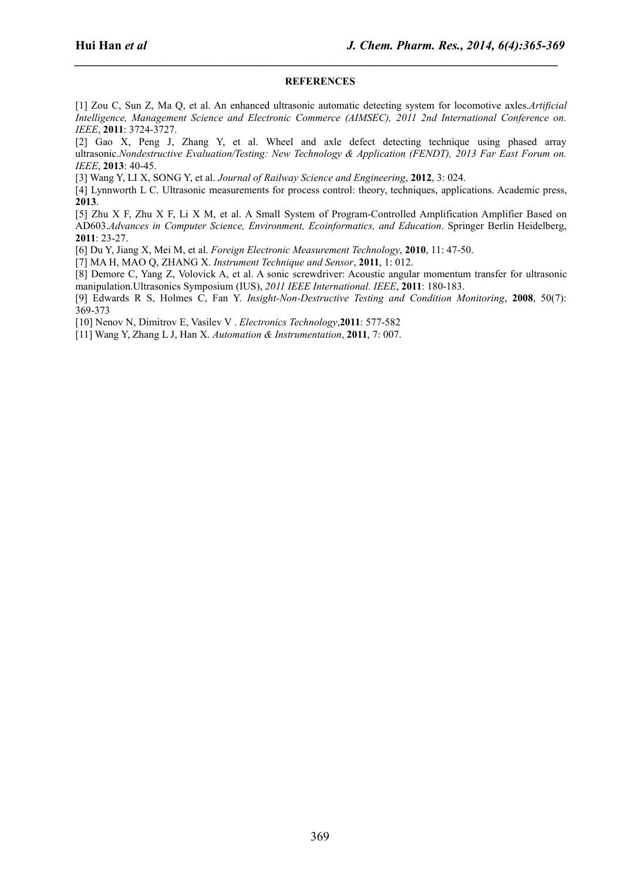**REFERENCES**

[1] Zou C, Sun Z, Ma Q, et al. An enhanced ultrasonic automatic detecting system for locomotive axles.*Artificial Intelligence, Management Science and Electronic Commerce (AIMSEC), 2011 2nd International Conference on. IEEE*, **2011**: 3724-3727.

[2] Gao X, Peng J, Zhang Y, et al. Wheel and axle defect detecting technique using phased array ultrasonic.*Nondestructive Evaluation/Testing: New Technology & Application (FENDT), 2013 Far East Forum on. IEEE*, **2013**: 40-45.

[3] Wang Y, LI X, SONG Y, et al. *Journal of Railway Science and Engineering*, **2012**, 3: 024.

[4] Lynnworth L C. Ultrasonic measurements for process control: theory, techniques, applications. Academic press, **2013**.

[5] Zhu X F, Zhu X F, Li X M, et al. A Small System of Program-Controlled Amplification Amplifier Based on AD603.*Advances in Computer Science, Environment, Ecoinformatics, and Education*. Springer Berlin Heidelberg, **2011**: 23-27.

[6] Du Y, Jiang X, Mei M, et al. *Foreign Electronic Measurement Technology*, **2010**, 11: 47-50.

[7] MA H, MAO Q, ZHANG X. *Instrument Technique and Sensor*, **2011**, 1: 012.

[8] Demore C, Yang Z, Volovick A, et al. A sonic screwdriver: Acoustic angular momentum transfer for ultrasonic manipulation.Ultrasonics Symposium (IUS), *2011 IEEE International. IEEE*, **2011**: 180-183.

[9] Edwards R S, Holmes C, Fan Y. *Insight-Non-Destructive Testing and Condition Monitoring*, **2008**, 50(7): 369-373

[10] Nenov N, Dimitrov E, Vasilev V . *Electronics Technology*,**2011**: 577-582

[11] Wang Y, Zhang L J, Han X. *Automation & Instrumentation*, **2011**, 7: 007.